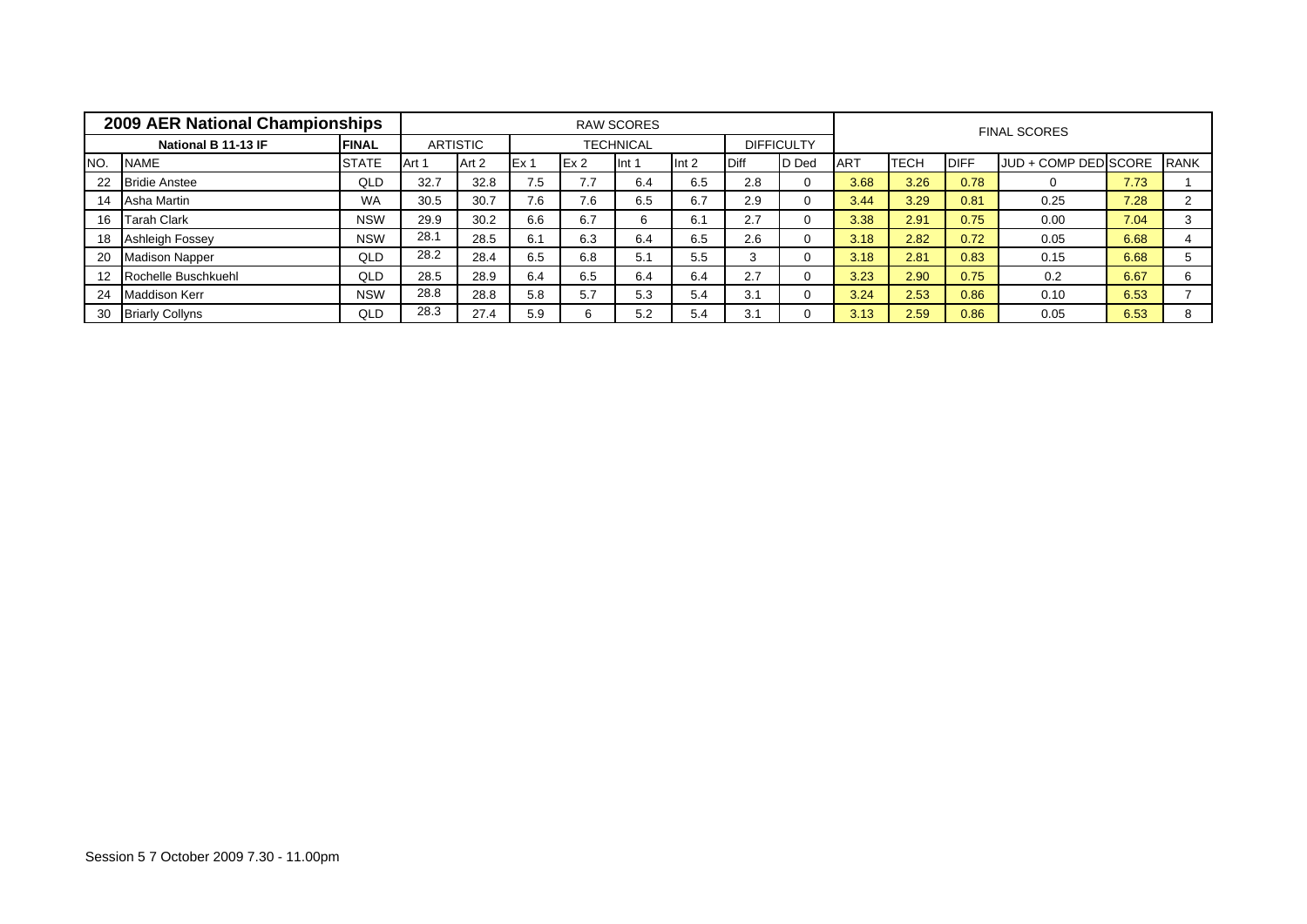| 2009 AER National Championships | | | RAW SCORES | | | | | | | | | | FINAL SCORES | | | | | |
|---|---|---|---|---|---|---|---|---|---|---|---|---|---|---|---|---|
| National B 11-13 IF | | FINAL | ARTISTIC | | TECHNICAL | | | | DIFFICULTY | | | | | | | |
| NO. | NAME | STATE | Art 1 | Art 2 | Ex 1 | Ex 2 | Int 1 | Int 2 | Diff | D Ded | ART | TECH | DIFF | JUD + COMP DED | SCORE | RANK |
| 22 | Bridie Anstee | QLD | 32.7 | 32.8 | 7.5 | 7.7 | 6.4 | 6.5 | 2.8 | 0 | 3.68 | 3.26 | 0.78 | 0 | 7.73 | 1 |
| 14 | Asha Martin | WA | 30.5 | 30.7 | 7.6 | 7.6 | 6.5 | 6.7 | 2.9 | 0 | 3.44 | 3.29 | 0.81 | 0.25 | 7.28 | 2 |
| 16 | Tarah Clark | NSW | 29.9 | 30.2 | 6.6 | 6.7 | 6 | 6.1 | 2.7 | 0 | 3.38 | 2.91 | 0.75 | 0.00 | 7.04 | 3 |
| 18 | Ashleigh Fossey | NSW | 28.1 | 28.5 | 6.1 | 6.3 | 6.4 | 6.5 | 2.6 | 0 | 3.18 | 2.82 | 0.72 | 0.05 | 6.68 | 4 |
| 20 | Madison Napper | QLD | 28.2 | 28.4 | 6.5 | 6.8 | 5.1 | 5.5 | 3 | 0 | 3.18 | 2.81 | 0.83 | 0.15 | 6.68 | 5 |
| 12 | Rochelle Buschkuehl | QLD | 28.5 | 28.9 | 6.4 | 6.5 | 6.4 | 6.4 | 2.7 | 0 | 3.23 | 2.90 | 0.75 | 0.2 | 6.67 | 6 |
| 24 | Maddison Kerr | NSW | 28.8 | 28.8 | 5.8 | 5.7 | 5.3 | 5.4 | 3.1 | 0 | 3.24 | 2.53 | 0.86 | 0.10 | 6.53 | 7 |
| 30 | Briarly Collyns | QLD | 28.3 | 27.4 | 5.9 | 6 | 5.2 | 5.4 | 3.1 | 0 | 3.13 | 2.59 | 0.86 | 0.05 | 6.53 | 8 |

Session 5 7 October 2009 7.30 - 11.00pm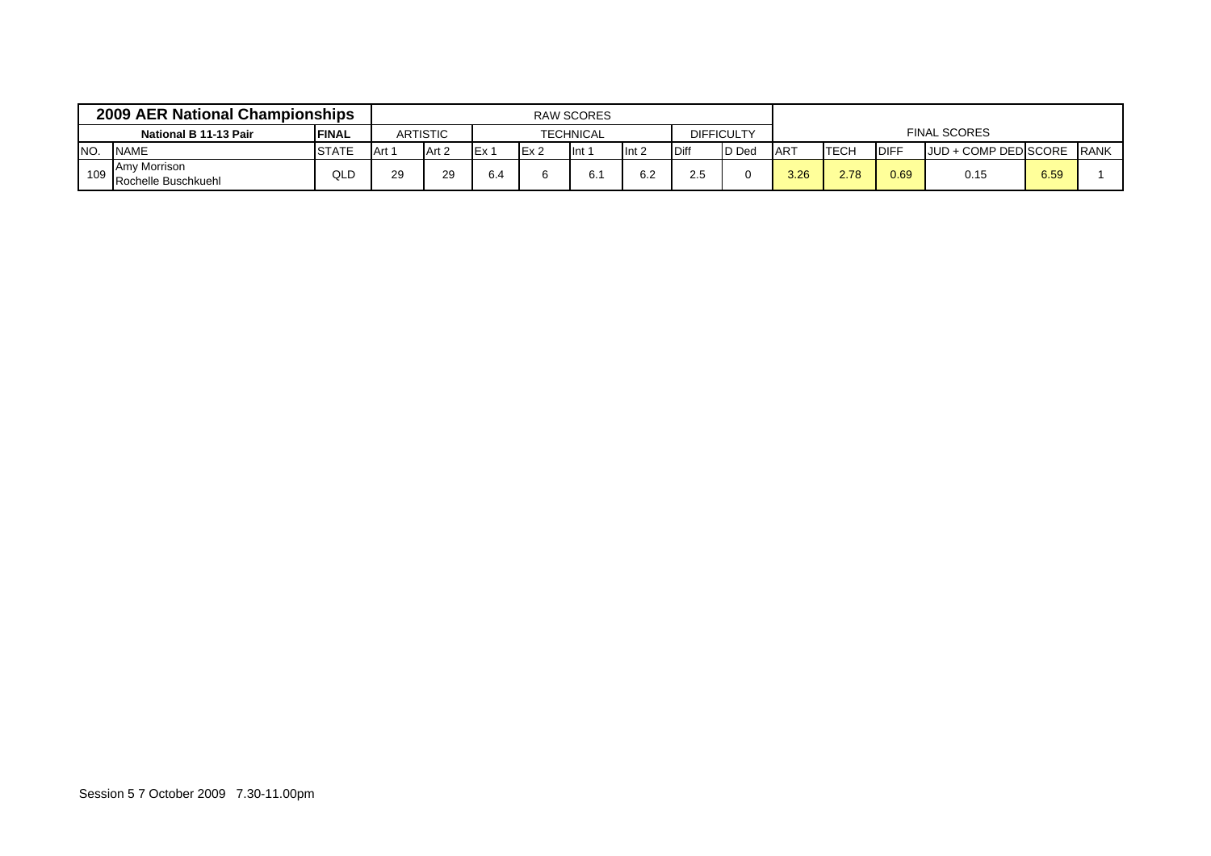| 2009 AER National Championships | | | RAW SCORES | | | | | | | | | | FINAL SCORES | | | | | |
|---|---|---|---|---|---|---|---|---|---|---|---|---|---|---|---|---|
| National B 11-13 Pair | | FINAL | ARTISTIC | | TECHNICAL | | | | DIFFICULTY | | | | | | | |
| NO. | NAME | STATE | Art 1 | Art 2 | Ex 1 | Ex 2 | Int 1 | Int 2 | Diff | D Ded | ART | TECH | DIFF | JUD + COMP DED | SCORE | RANK |
| 109 | Amy Morrison<br>Rochelle Buschkuehl | QLD | 29 | 29 | 6.4 | 6 | 6.1 | 6.2 | 2.5 | 0 | 3.26 | 2.78 | 0.69 | 0.15 | 6.59 | 1 |

Session 5 7 October 2009 7.30-11.00pm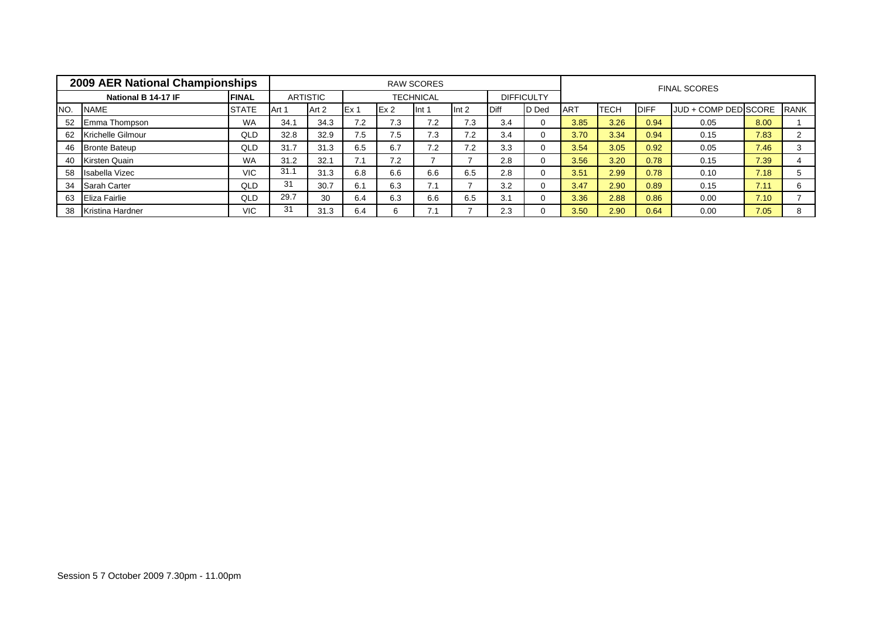| 2009 AER National Championships | | | RAW SCORES | | | | | | | | | | FINAL SCORES | | | | | |
|---|---|---|---|---|---|---|---|---|---|---|---|---|---|---|---|---|
| National B 14-17 IF | | FINAL | ARTISTIC | | TECHNICAL | | | | DIFFICULTY | | | | | | | |
| NO. | NAME | STATE | Art 1 | Art 2 | Ex 1 | Ex 2 | Int 1 | Int 2 | Diff | D Ded | ART | TECH | DIFF | JUD + COMP DED | SCORE | RANK |
| 52 | Emma Thompson | WA | 34.1 | 34.3 | 7.2 | 7.3 | 7.2 | 7.3 | 3.4 | 0 | 3.85 | 3.26 | 0.94 | 0.05 | 8.00 | 1 |
| 62 | Krichelle Gilmour | QLD | 32.8 | 32.9 | 7.5 | 7.5 | 7.3 | 7.2 | 3.4 | 0 | 3.70 | 3.34 | 0.94 | 0.15 | 7.83 | 2 |
| 46 | Bronte Bateup | QLD | 31.7 | 31.3 | 6.5 | 6.7 | 7.2 | 7.2 | 3.3 | 0 | 3.54 | 3.05 | 0.92 | 0.05 | 7.46 | 3 |
| 40 | Kirsten Quain | WA | 31.2 | 32.1 | 7.1 | 7.2 | 7 | 7 | 2.8 | 0 | 3.56 | 3.20 | 0.78 | 0.15 | 7.39 | 4 |
| 58 | Isabella Vizec | VIC | 31.1 | 31.3 | 6.8 | 6.6 | 6.6 | 6.5 | 2.8 | 0 | 3.51 | 2.99 | 0.78 | 0.10 | 7.18 | 5 |
| 34 | Sarah Carter | QLD | 31 | 30.7 | 6.1 | 6.3 | 7.1 | 7 | 3.2 | 0 | 3.47 | 2.90 | 0.89 | 0.15 | 7.11 | 6 |
| 63 | Eliza Fairlie | QLD | 29.7 | 30 | 6.4 | 6.3 | 6.6 | 6.5 | 3.1 | 0 | 3.36 | 2.88 | 0.86 | 0.00 | 7.10 | 7 |
| 38 | Kristina Hardner | VIC | 31 | 31.3 | 6.4 | 6 | 7.1 | 7 | 2.3 | 0 | 3.50 | 2.90 | 0.64 | 0.00 | 7.05 | 8 |

Session 5 7 October 2009 7.30pm - 11.00pm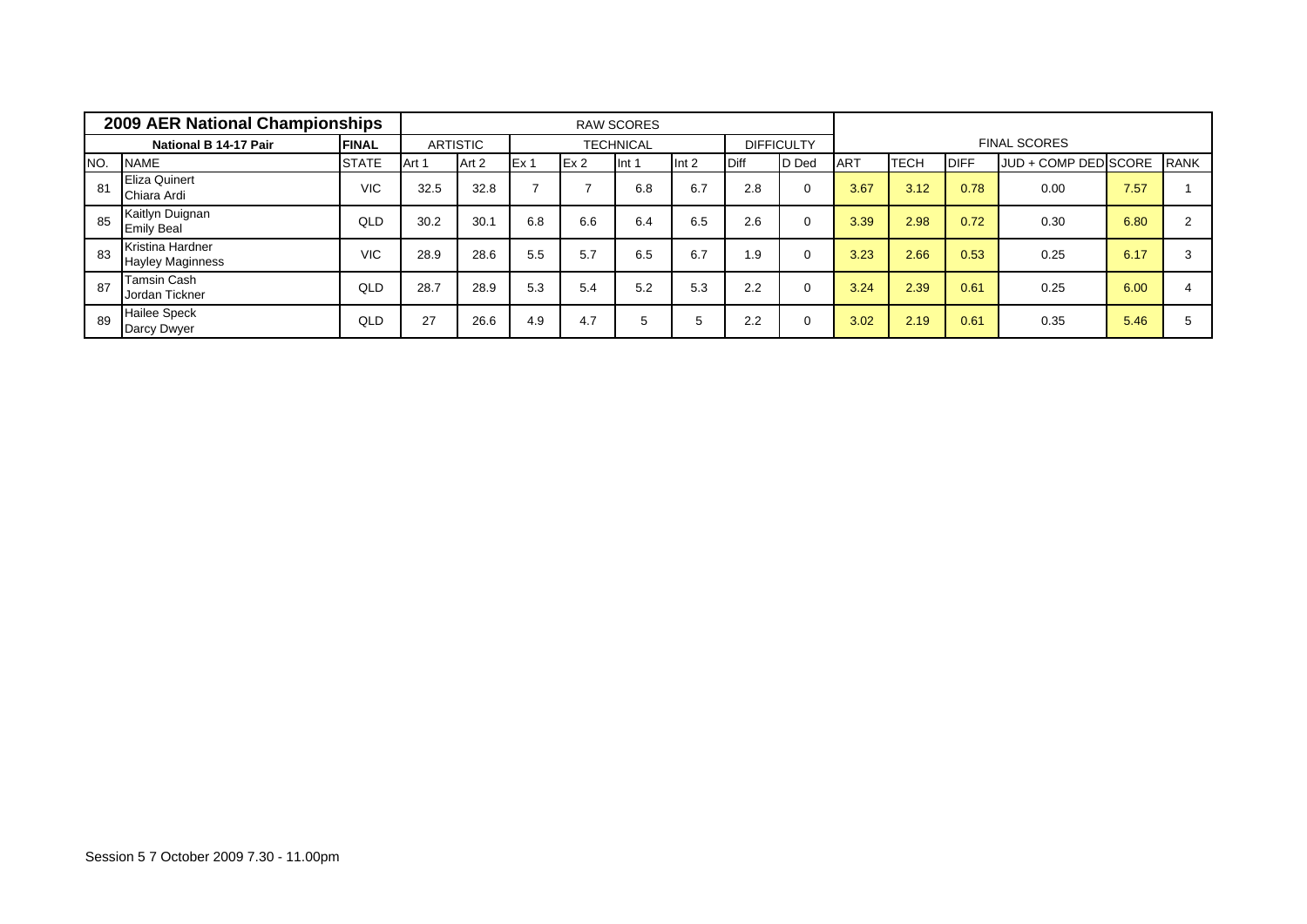| 2009 AER National Championships | | | RAW SCORES | | | | | | | | | | FINAL SCORES | | | | | |
|---|---|---|---|---|---|---|---|---|---|---|---|---|---|---|---|---|
| National B 14-17 Pair | | FINAL | ARTISTIC | | TECHNICAL | | | | DIFFICULTY | | | | | | | |
| NO. | NAME | STATE | Art 1 | Art 2 | Ex 1 | Ex 2 | Int 1 | Int 2 | Diff | D Ded | ART | TECH | DIFF | JUD + COMP DED | SCORE | RANK |
| 81 | Eliza Quinert<br>Chiara Ardi | VIC | 32.5 | 32.8 | 7 | 7 | 6.8 | 6.7 | 2.8 | 0 | 3.67 | 3.12 | 0.78 | 0.00 | 7.57 | 1 |
| 85 | Kaitlyn Duignan<br>Emily Beal | QLD | 30.2 | 30.1 | 6.8 | 6.6 | 6.4 | 6.5 | 2.6 | 0 | 3.39 | 2.98 | 0.72 | 0.30 | 6.80 | 2 |
| 83 | Kristina Hardner<br>Hayley Maginness | VIC | 28.9 | 28.6 | 5.5 | 5.7 | 6.5 | 6.7 | 1.9 | 0 | 3.23 | 2.66 | 0.53 | 0.25 | 6.17 | 3 |
| 87 | Tamsin Cash<br>Jordan Tickner | QLD | 28.7 | 28.9 | 5.3 | 5.4 | 5.2 | 5.3 | 2.2 | 0 | 3.24 | 2.39 | 0.61 | 0.25 | 6.00 | 4 |
| 89 | Hailee Speck<br>Darcy Dwyer | QLD | 27 | 26.6 | 4.9 | 4.7 | 5 | 5 | 2.2 | 0 | 3.02 | 2.19 | 0.61 | 0.35 | 5.46 | 5 |

Session 5 7 October 2009 7.30 - 11.00pm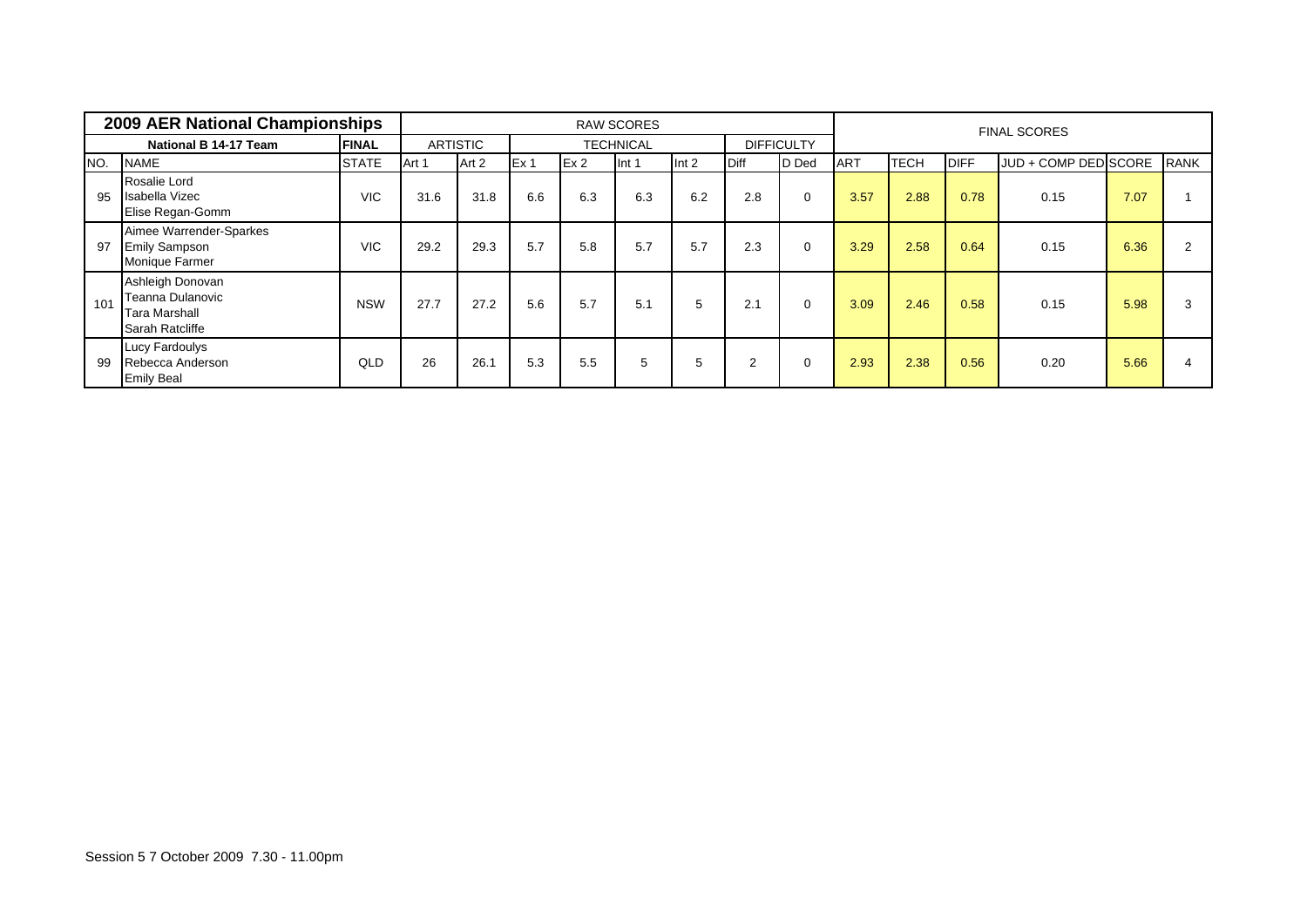| 2009 AER National Championships | | | RAW SCORES | | | | | | | | | | FINAL SCORES | | | | | |
|---|---|---|---|---|---|---|---|---|---|---|---|---|---|---|---|---|
| National B 14-17 Team | | FINAL | ARTISTIC | | TECHNICAL | | | | DIFFICULTY | | | | | | | | |
| NO. | NAME | STATE | Art 1 | Art 2 | Ex 1 | Ex 2 | Int 1 | Int 2 | Diff | D Ded | ART | TECH | DIFF | JUD + COMP DED | SCORE | RANK |
| 95 | Rosalie Lord<br>Isabella Vizec<br>Elise Regan-Gomm | VIC | 31.6 | 31.8 | 6.6 | 6.3 | 6.3 | 6.2 | 2.8 | 0 | 3.57 | 2.88 | 0.78 | 0.15 | 7.07 | 1 |
| 97 | Aimee Warrender-Sparkes<br>Emily Sampson<br>Monique Farmer | VIC | 29.2 | 29.3 | 5.7 | 5.8 | 5.7 | 5.7 | 2.3 | 0 | 3.29 | 2.58 | 0.64 | 0.15 | 6.36 | 2 |
| 101 | Ashleigh Donovan<br>Teanna Dulanovic<br>Tara Marshall<br>Sarah Ratcliffe | NSW | 27.7 | 27.2 | 5.6 | 5.7 | 5.1 | 5 | 2.1 | 0 | 3.09 | 2.46 | 0.58 | 0.15 | 5.98 | 3 |
| 99 | Lucy Fardoulys<br>Rebecca Anderson<br>Emily Beal | QLD | 26 | 26.1 | 5.3 | 5.5 | 5 | 5 | 2 | 0 | 2.93 | 2.38 | 0.56 | 0.20 | 5.66 | 4 |

Session 5 7 October 2009 7.30 - 11.00pm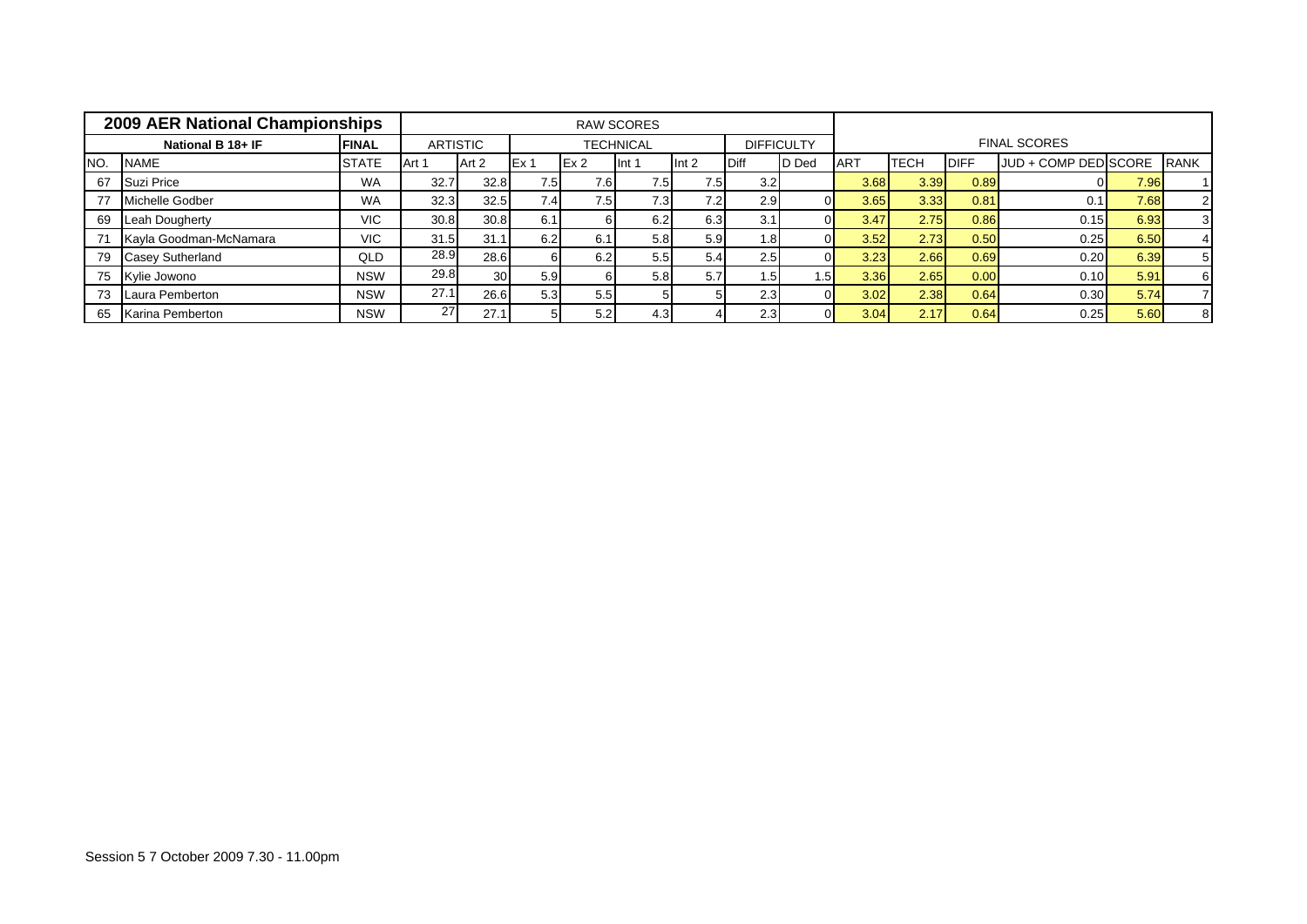| 2009 AER National Championships | | | RAW SCORES | | | | | | | | | | | | | | |
|---|---|---|---|---|---|---|---|---|---|---|---|---|---|---|---|---|---|
| National B 18+ IF | | FINAL | ARTISTIC | | TECHNICAL | | | | DIFFICULTY | | FINAL SCORES | | | | | | |
| NO. | NAME | STATE | Art 1 | Art 2 | Ex 1 | Ex 2 | Int 1 | Int 2 | Diff | D Ded | ART | TECH | DIFF | JUD + COMP DED | SCORE | RANK |
| 67 | Suzi Price | WA | 32.7 | 32.8 | 7.5 | 7.6 | 7.5 | 7.5 | 3.2 | | 3.68 | 3.39 | 0.89 | 0 | 7.96 | 1 |
| 77 | Michelle Godber | WA | 32.3 | 32.5 | 7.4 | 7.5 | 7.3 | 7.2 | 2.9 | 0 | 3.65 | 3.33 | 0.81 | 0.1 | 7.68 | 2 |
| 69 | Leah Dougherty | VIC | 30.8 | 30.8 | 6.1 | 6 | 6.2 | 6.3 | 3.1 | 0 | 3.47 | 2.75 | 0.86 | 0.15 | 6.93 | 3 |
| 71 | Kayla Goodman-McNamara | VIC | 31.5 | 31.1 | 6.2 | 6.1 | 5.8 | 5.9 | 1.8 | 0 | 3.52 | 2.73 | 0.50 | 0.25 | 6.50 | 4 |
| 79 | Casey Sutherland | QLD | 28.9 | 28.6 | 6 | 6.2 | 5.5 | 5.4 | 2.5 | 0 | 3.23 | 2.66 | 0.69 | 0.20 | 6.39 | 5 |
| 75 | Kylie Jowono | NSW | 29.8 | 30 | 5.9 | 6 | 5.8 | 5.7 | 1.5 | 1.5 | 3.36 | 2.65 | 0.00 | 0.10 | 5.91 | 6 |
| 73 | Laura Pemberton | NSW | 27.1 | 26.6 | 5.3 | 5.5 | 5 | 5 | 2.3 | 0 | 3.02 | 2.38 | 0.64 | 0.30 | 5.74 | 7 |
| 65 | Karina Pemberton | NSW | 27 | 27.1 | 5 | 5.2 | 4.3 | 4 | 2.3 | 0 | 3.04 | 2.17 | 0.64 | 0.25 | 5.60 | 8 |

Session 5 7 October 2009 7.30 - 11.00pm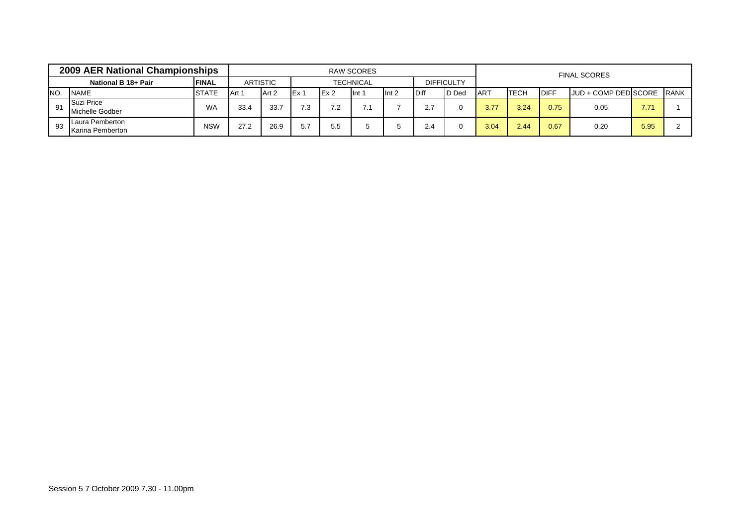| 2009 AER National Championships | | | RAW SCORES | | | | | | | | | | FINAL SCORES | | | | | |
|---|---|---|---|---|---|---|---|---|---|---|---|---|---|---|---|---|
| National B 18+ Pair | | FINAL | ARTISTIC | | TECHNICAL | | | | DIFFICULTY | | | | | | | | |
| NO. | NAME | STATE | Art 1 | Art 2 | Ex 1 | Ex 2 | Int 1 | Int 2 | Diff | D Ded | ART | TECH | DIFF | JUD + COMP DED | SCORE | RANK |
| 91 | Suzi Price<br>Michelle Godber | WA | 33.4 | 33.7 | 7.3 | 7.2 | 7.1 | 7 | 2.7 | 0 | 3.77 | 3.24 | 0.75 | 0.05 | 7.71 | 1 |
| 93 | Laura Pemberton<br>Karina Pemberton | NSW | 27.2 | 26.9 | 5.7 | 5.5 | 5 | 5 | 2.4 | 0 | 3.04 | 2.44 | 0.67 | 0.20 | 5.95 | 2 |

Session 5 7 October 2009 7.30 - 11.00pm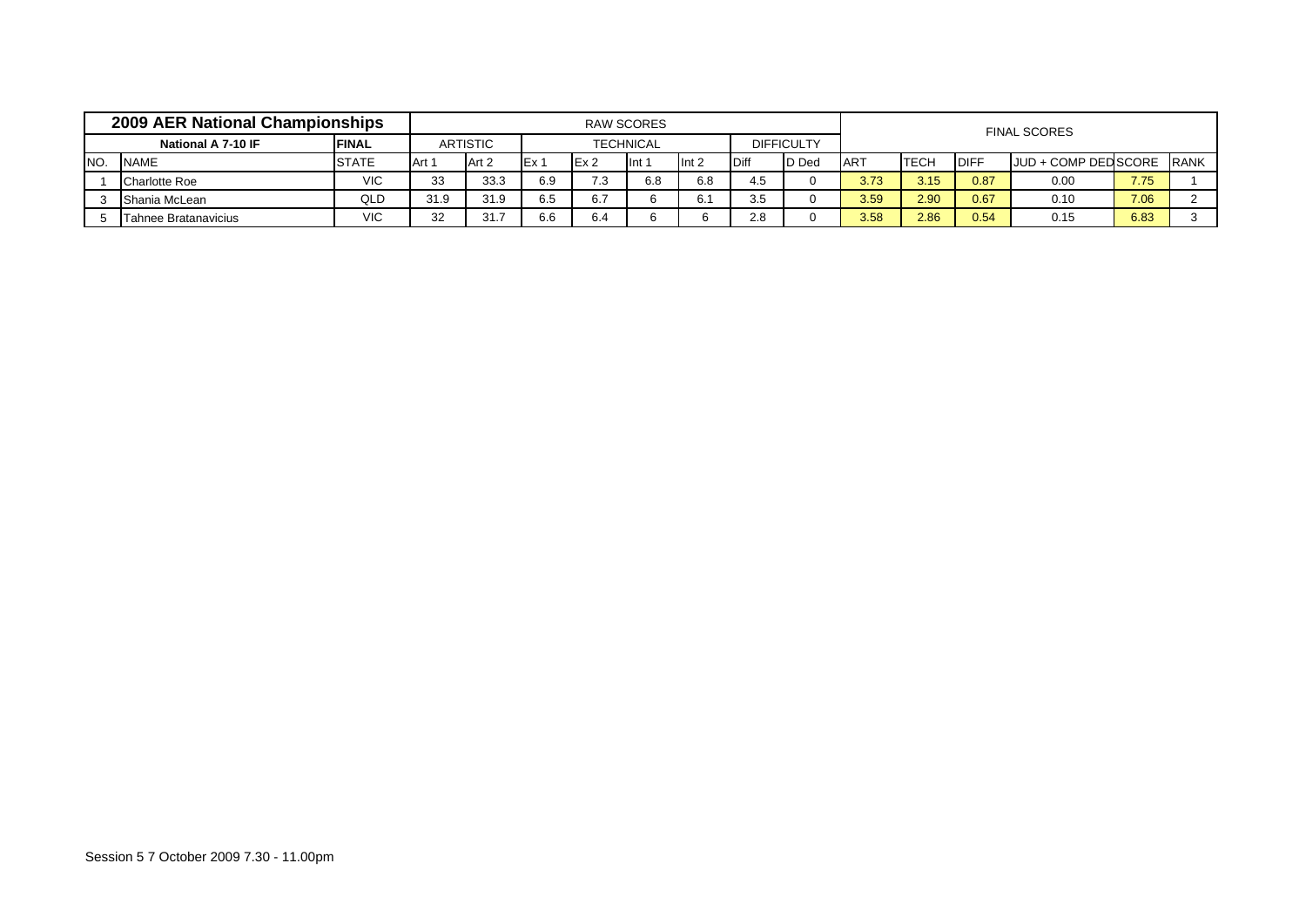| 2009 AER National Championships | | | RAW SCORES | | | | | | | | | FINAL SCORES | | | | | |
|---|---|---|---|---|---|---|---|---|---|---|---|---|---|---|---|---|---|
| National A 7-10 IF | | FINAL | ARTISTIC | | TECHNICAL | | | | DIFFICULTY | | | | | | | | |
| NO. | NAME | STATE | Art 1 | Art 2 | Ex 1 | Ex 2 | Int 1 | Int 2 | Diff | D Ded | ART | TECH | DIFF | JUD + COMP DED | SCORE | RANK |
| 1 | Charlotte Roe | VIC | 33 | 33.3 | 6.9 | 7.3 | 6.8 | 6.8 | 4.5 | 0 | 3.73 | 3.15 | 0.87 | 0.00 | 7.75 | 1 |
| 3 | Shania McLean | QLD | 31.9 | 31.9 | 6.5 | 6.7 | 6 | 6.1 | 3.5 | 0 | 3.59 | 2.90 | 0.67 | 0.10 | 7.06 | 2 |
| 5 | Tahnee Bratanavicius | VIC | 32 | 31.7 | 6.6 | 6.4 | 6 | 6 | 2.8 | 0 | 3.58 | 2.86 | 0.54 | 0.15 | 6.83 | 3 |

Session 5 7 October 2009 7.30 - 11.00pm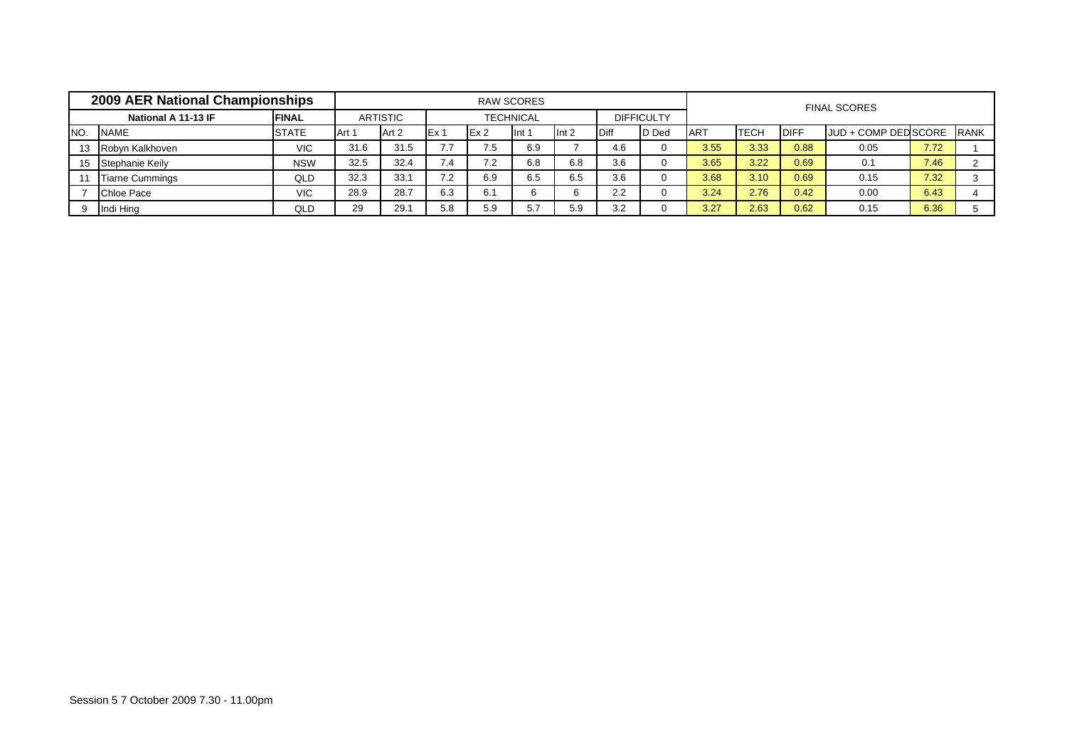| 2009 AER National Championships | | | RAW SCORES | | | | | | | | | FINAL SCORES | | | | | |
|---|---|---|---|---|---|---|---|---|---|---|---|---|---|---|---|---|---|
| National A 11-13 IF | | FINAL | ARTISTIC | | TECHNICAL | | | | DIFFICULTY | | | | | | | | |
| NO. | NAME | STATE | Art 1 | Art 2 | Ex 1 | Ex 2 | Int 1 | Int 2 | Diff | D Ded | ART | TECH | DIFF | JUD + COMP DED | SCORE | RANK |
| 13 | Robyn Kalkhoven | VIC | 31.6 | 31.5 | 7.7 | 7.5 | 6.9 | 7 | 4.6 | 0 | 3.55 | 3.33 | 0.88 | 0.05 | 7.72 | 1 |
| 15 | Stephanie Keily | NSW | 32.5 | 32.4 | 7.4 | 7.2 | 6.8 | 6.8 | 3.6 | 0 | 3.65 | 3.22 | 0.69 | 0.1 | 7.46 | 2 |
| 11 | Tiarne Cummings | QLD | 32.3 | 33.1 | 7.2 | 6.9 | 6.5 | 6.5 | 3.6 | 0 | 3.68 | 3.10 | 0.69 | 0.15 | 7.32 | 3 |
| 7 | Chloe Pace | VIC | 28.9 | 28.7 | 6.3 | 6.1 | 6 | 6 | 2.2 | 0 | 3.24 | 2.76 | 0.42 | 0.00 | 6.43 | 4 |
| 9 | Indi Hing | QLD | 29 | 29.1 | 5.8 | 5.9 | 5.7 | 5.9 | 3.2 | 0 | 3.27 | 2.63 | 0.62 | 0.15 | 6.36 | 5 |

Session 5 7 October 2009 7.30 - 11.00pm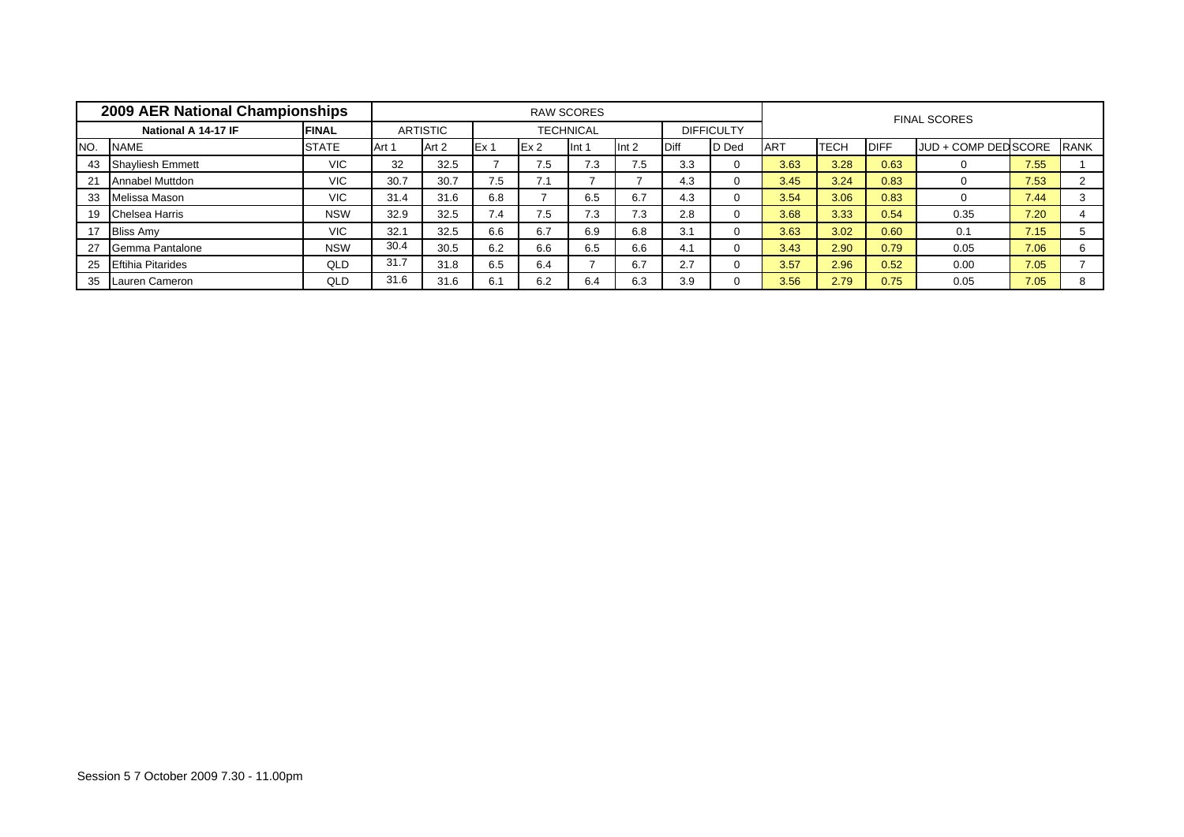| 2009 AER National Championships | | | RAW SCORES | | | | | | | | | | FINAL SCORES | | | | | |
|---|---|---|---|---|---|---|---|---|---|---|---|---|---|---|---|---|
| National A 14-17 IF | | FINAL | ARTISTIC | | TECHNICAL | | | | DIFFICULTY | | | | | | | | |
| NO. | NAME | STATE | Art 1 | Art 2 | Ex 1 | Ex 2 | Int 1 | Int 2 | Diff | D Ded | ART | TECH | DIFF | JUD + COMP DED | SCORE | RANK |
| 43 | Shayliesh Emmett | VIC | 32 | 32.5 | 7 | 7.5 | 7.3 | 7.5 | 3.3 | 0 | 3.63 | 3.28 | 0.63 | 0 | 7.55 | 1 |
| 21 | Annabel Muttdon | VIC | 30.7 | 30.7 | 7.5 | 7.1 | 7 | 7 | 4.3 | 0 | 3.45 | 3.24 | 0.83 | 0 | 7.53 | 2 |
| 33 | Melissa Mason | VIC | 31.4 | 31.6 | 6.8 | 7 | 6.5 | 6.7 | 4.3 | 0 | 3.54 | 3.06 | 0.83 | 0 | 7.44 | 3 |
| 19 | Chelsea Harris | NSW | 32.9 | 32.5 | 7.4 | 7.5 | 7.3 | 7.3 | 2.8 | 0 | 3.68 | 3.33 | 0.54 | 0.35 | 7.20 | 4 |
| 17 | Bliss Amy | VIC | 32.1 | 32.5 | 6.6 | 6.7 | 6.9 | 6.8 | 3.1 | 0 | 3.63 | 3.02 | 0.60 | 0.1 | 7.15 | 5 |
| 27 | Gemma Pantalone | NSW | 30.4 | 30.5 | 6.2 | 6.6 | 6.5 | 6.6 | 4.1 | 0 | 3.43 | 2.90 | 0.79 | 0.05 | 7.06 | 6 |
| 25 | Eftihia Pitarides | QLD | 31.7 | 31.8 | 6.5 | 6.4 | 7 | 6.7 | 2.7 | 0 | 3.57 | 2.96 | 0.52 | 0.00 | 7.05 | 7 |
| 35 | Lauren Cameron | QLD | 31.6 | 31.6 | 6.1 | 6.2 | 6.4 | 6.3 | 3.9 | 0 | 3.56 | 2.79 | 0.75 | 0.05 | 7.05 | 8 |

Session 5 7 October 2009 7.30 - 11.00pm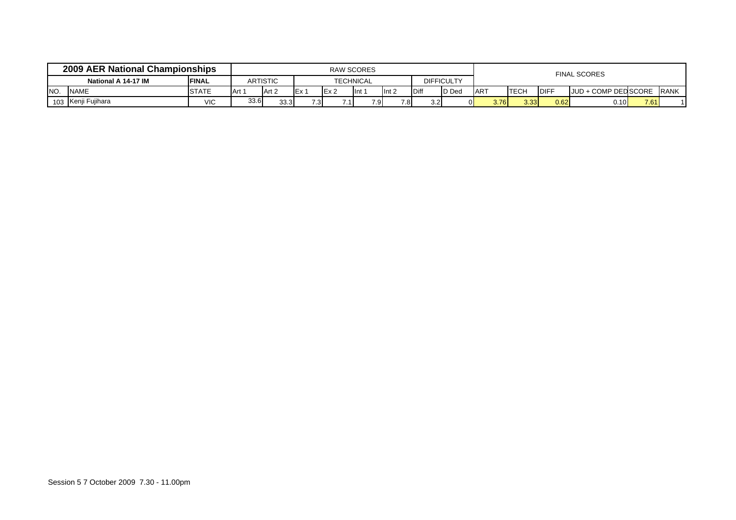| 2009 AER National Championships | | | RAW SCORES | | | | | | | | | | FINAL SCORES | | | | | |
|---|---|---|---|---|---|---|---|---|---|---|---|---|---|---|---|---|---|---|
| National A 14-17 IM | | FINAL | ARTISTIC | | TECHNICAL | | | | DIFFICULTY | | | | | | | | | |
| NO. | NAME | STATE | Art 1 | Art 2 | Ex 1 | Ex 2 | Int 1 | Int 2 | Diff | D Ded | ART | TECH | DIFF | JUD + COMP DED | SCORE | RANK |
| 103 | Kenji Fujihara | VIC | 33.6 | 33.3 | 7.3 | 7.1 | 7.9 | 7.8 | 3.2 | 0 | 3.76 | 3.33 | 0.62 | 0.10 | 7.61 | 1 |

Session 5 7 October 2009 7.30 - 11.00pm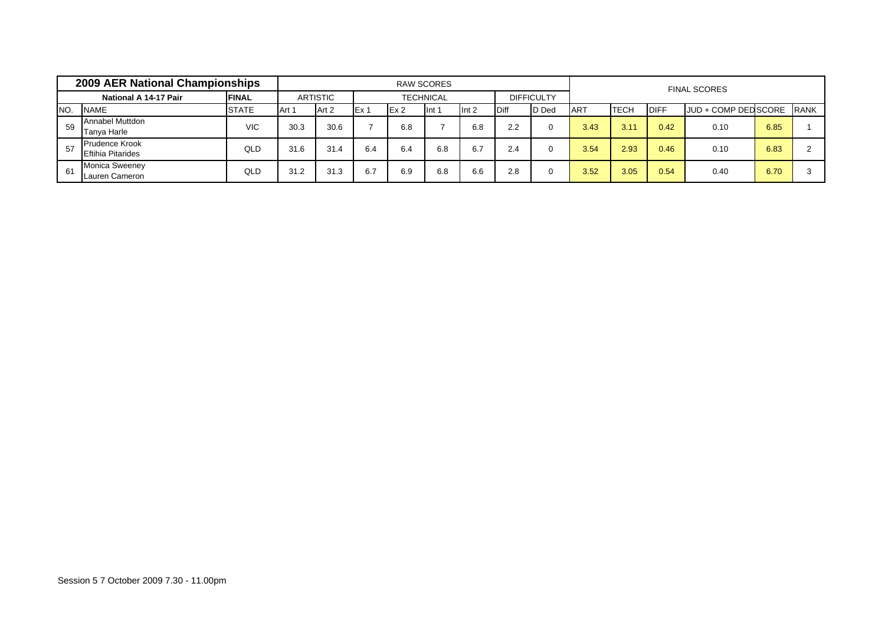| 2009 AER National Championships | | | RAW SCORES | | | | | | | | | | FINAL SCORES | | | | | |
|---|---|---|---|---|---|---|---|---|---|---|---|---|---|---|---|---|
| National A 14-17 Pair | | FINAL | ARTISTIC | | TECHNICAL | | | | DIFFICULTY | | | | | | | |
| NO. | NAME | STATE | Art 1 | Art 2 | Ex 1 | Ex 2 | Int 1 | Int 2 | Diff | D Ded | ART | TECH | DIFF | JUD + COMP DED | SCORE | RANK |
| 59 | Annabel Muttdon<br>Tanya Harle | VIC | 30.3 | 30.6 | 7 | 6.8 | 7 | 6.8 | 2.2 | 0 | 3.43 | 3.11 | 0.42 | 0.10 | 6.85 | 1 |
| 57 | Prudence Krook<br>Eftihia Pitarides | QLD | 31.6 | 31.4 | 6.4 | 6.4 | 6.8 | 6.7 | 2.4 | 0 | 3.54 | 2.93 | 0.46 | 0.10 | 6.83 | 2 |
| 61 | Monica Sweeney<br>Lauren Cameron | QLD | 31.2 | 31.3 | 6.7 | 6.9 | 6.8 | 6.6 | 2.8 | 0 | 3.52 | 3.05 | 0.54 | 0.40 | 6.70 | 3 |

Session 5 7 October 2009 7.30 - 11.00pm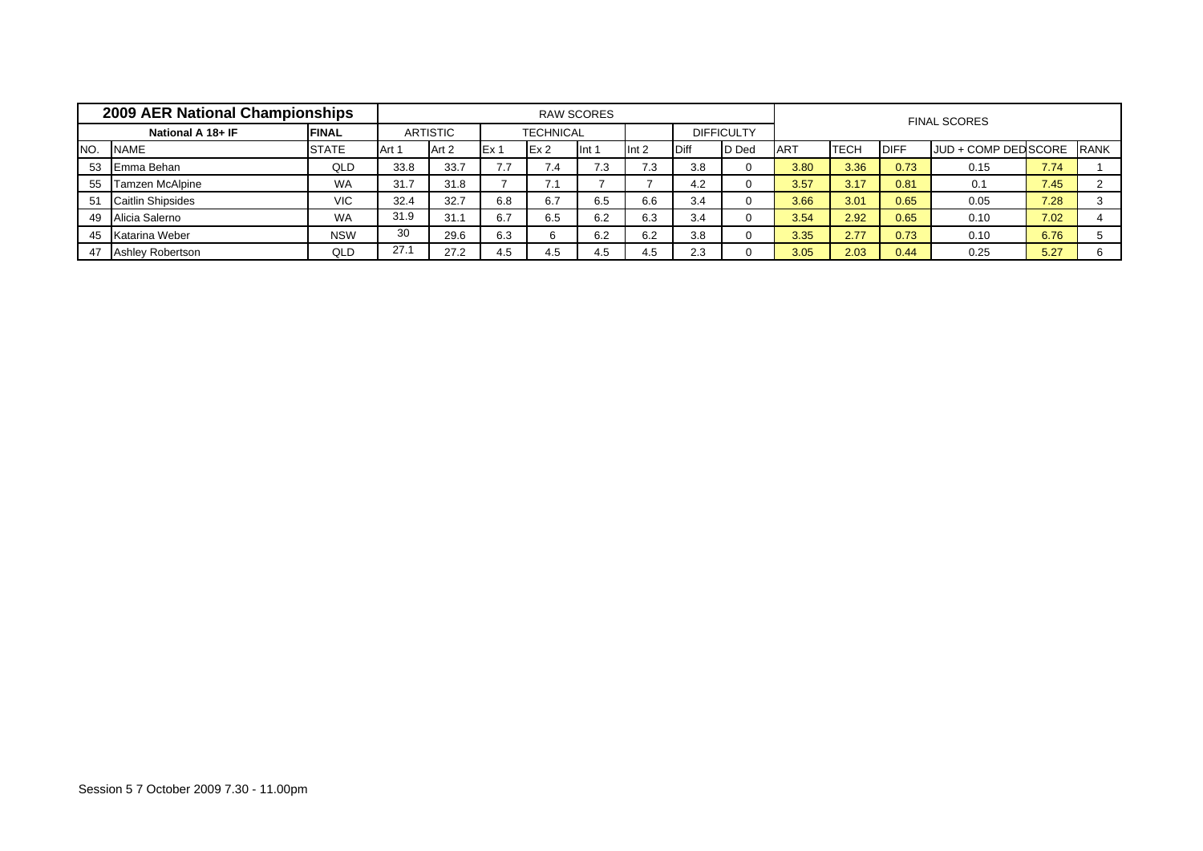| 2009 AER National Championships | | | RAW SCORES | | | | | | | | | FINAL SCORES | | | | | |
|---|---|---|---|---|---|---|---|---|---|---|---|---|---|---|---|---|---|
| National A 18+ IF | | FINAL | ARTISTIC | | TECHNICAL | | | | DIFFICULTY | | | | | | | | |
| NO. | NAME | STATE | Art 1 | Art 2 | Ex 1 | Ex 2 | Int 1 | Int 2 | Diff | D Ded | ART | TECH | DIFF | JUD + COMP DED | SCORE | RANK |
| 53 | Emma Behan | QLD | 33.8 | 33.7 | 7.7 | 7.4 | 7.3 | 7.3 | 3.8 | 0 | 3.80 | 3.36 | 0.73 | 0.15 | 7.74 | 1 |
| 55 | Tamzen McAlpine | WA | 31.7 | 31.8 | 7 | 7.1 | 7 | 7 | 4.2 | 0 | 3.57 | 3.17 | 0.81 | 0.1 | 7.45 | 2 |
| 51 | Caitlin Shipsides | VIC | 32.4 | 32.7 | 6.8 | 6.7 | 6.5 | 6.6 | 3.4 | 0 | 3.66 | 3.01 | 0.65 | 0.05 | 7.28 | 3 |
| 49 | Alicia Salerno | WA | 31.9 | 31.1 | 6.7 | 6.5 | 6.2 | 6.3 | 3.4 | 0 | 3.54 | 2.92 | 0.65 | 0.10 | 7.02 | 4 |
| 45 | Katarina Weber | NSW | 30 | 29.6 | 6.3 | 6 | 6.2 | 6.2 | 3.8 | 0 | 3.35 | 2.77 | 0.73 | 0.10 | 6.76 | 5 |
| 47 | Ashley Robertson | QLD | 27.1 | 27.2 | 4.5 | 4.5 | 4.5 | 4.5 | 2.3 | 0 | 3.05 | 2.03 | 0.44 | 0.25 | 5.27 | 6 |

Session 5 7 October 2009 7.30 - 11.00pm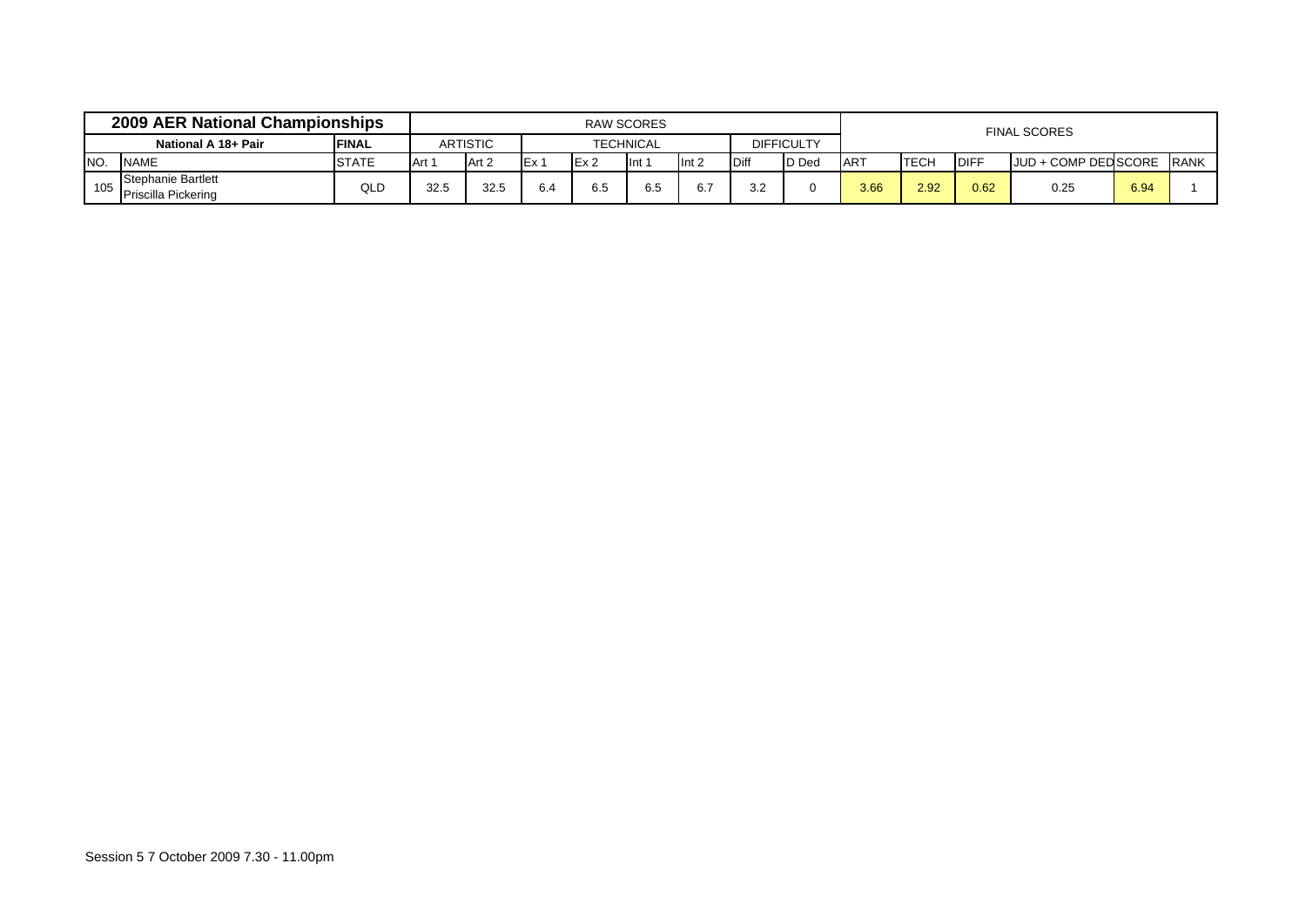| 2009 AER National Championships | | | RAW SCORES | | | | | | | | FINAL SCORES | | | | | |
|---|---|---|---|---|---|---|---|---|---|---|---|---|---|---|---|---|
| National A 18+ Pair | | FINAL | ARTISTIC | | TECHNICAL | | | | DIFFICULTY | | | | | | | |
| NO. | NAME | STATE | Art 1 | Art 2 | Ex 1 | Ex 2 | Int 1 | Int 2 | Diff | D Ded | ART | TECH | DIFF | JUD + COMP DED | SCORE | RANK |
| 105 | Stephanie Bartlett Priscilla Pickering | QLD | 32.5 | 32.5 | 6.4 | 6.5 | 6.5 | 6.7 | 3.2 | 0 | 3.66 | 2.92 | 0.62 | 0.25 | 6.94 | 1 |

Session 5 7 October 2009 7.30 - 11.00pm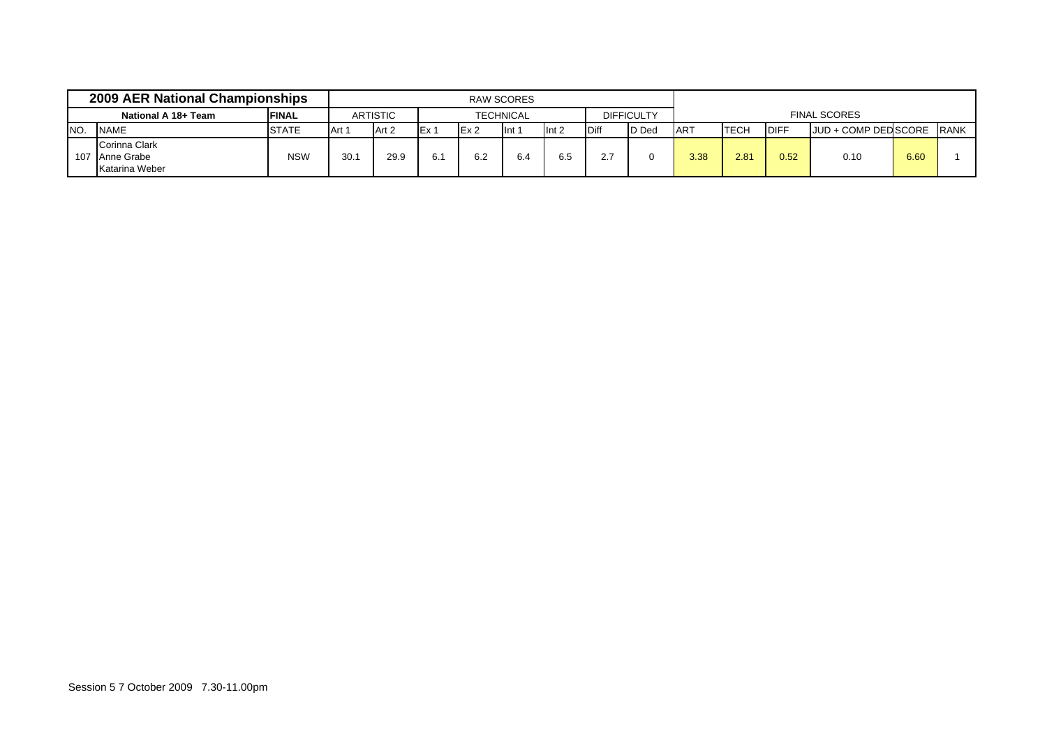| 2009 AER National Championships | | | RAW SCORES | | | | | | | | | | | | | | |
|---|---|---|---|---|---|---|---|---|---|---|---|---|---|---|---|---|---|
| National A 18+ Team | | FINAL | ARTISTIC | | TECHNICAL | | | | DIFFICULTY | | FINAL SCORES | | | | | | |
| NO. | NAME | STATE | Art 1 | Art 2 | Ex 1 | Ex 2 | Int 1 | Int 2 | Diff | D Ded | ART | TECH | DIFF | JUD + COMP DED | SCORE | RANK | |
| 107 | Corinna Clark<br>Anne Grabe<br>Katarina Weber | NSW | 30.1 | 29.9 | 6.1 | 6.2 | 6.4 | 6.5 | 2.7 | 0 | 3.38 | 2.81 | 0.52 | 0.10 | 6.60 | 1 | |

Session 5 7 October 2009 7.30-11.00pm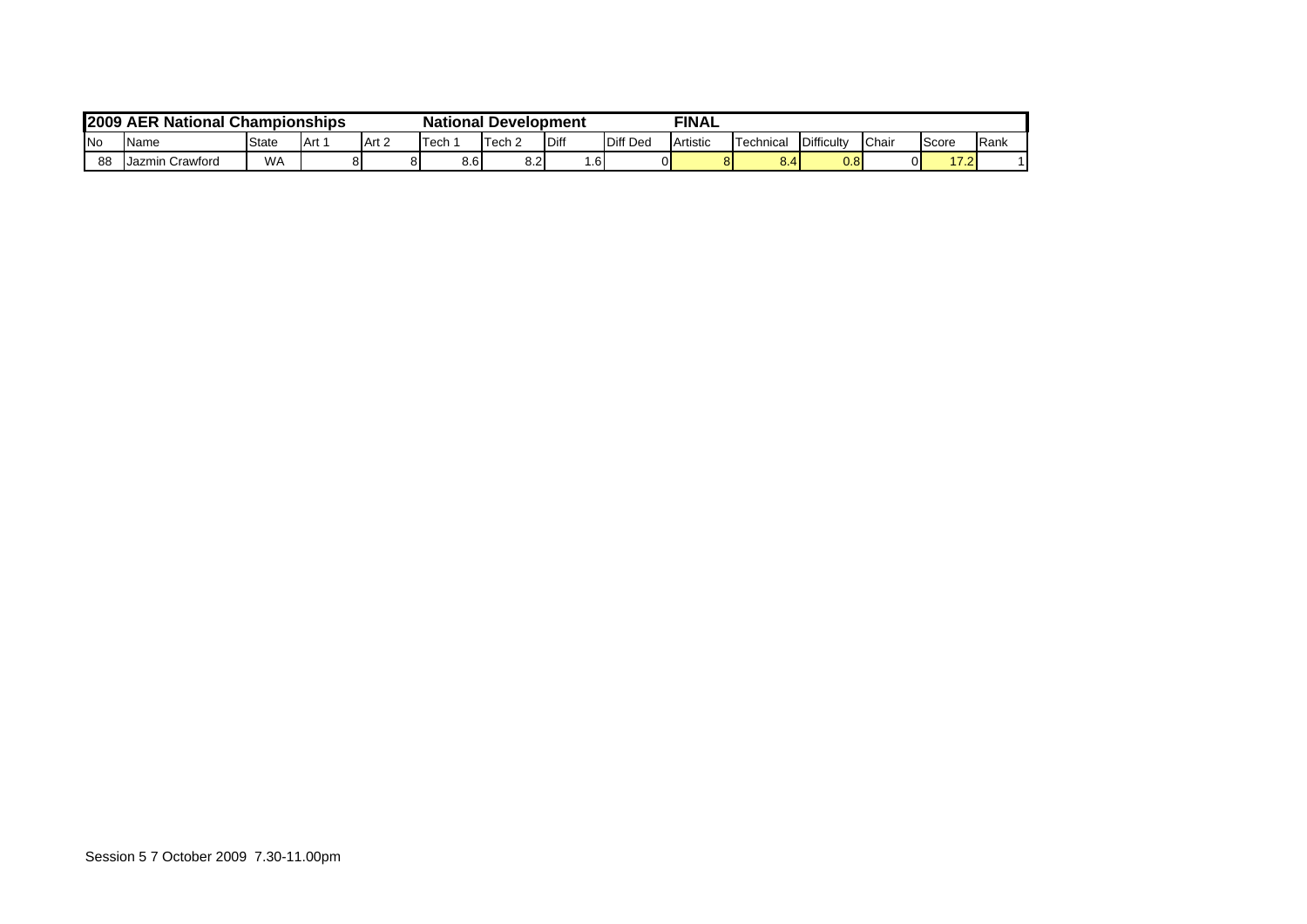| 2009 AER National Championships | | | | | National Development | | | | FINAL | | | | | |
|---|---|---|---|---|---|---|---|---|---|---|---|---|---|---|
| No | Name | State | Art 1 | Art 2 | Tech 1 | Tech 2 | Diff | Diff Ded | Artistic | Technical | Difficulty | Chair | Score | Rank |
| 88 | Jazmin Crawford | WA | 8 | 8 | 8.6 | 8.2 | 1.6 | 0 | 8 | 8.4 | 0.8 | 0 | 17.2 | 1 |

Session 5 7 October 2009 7.30-11.00pm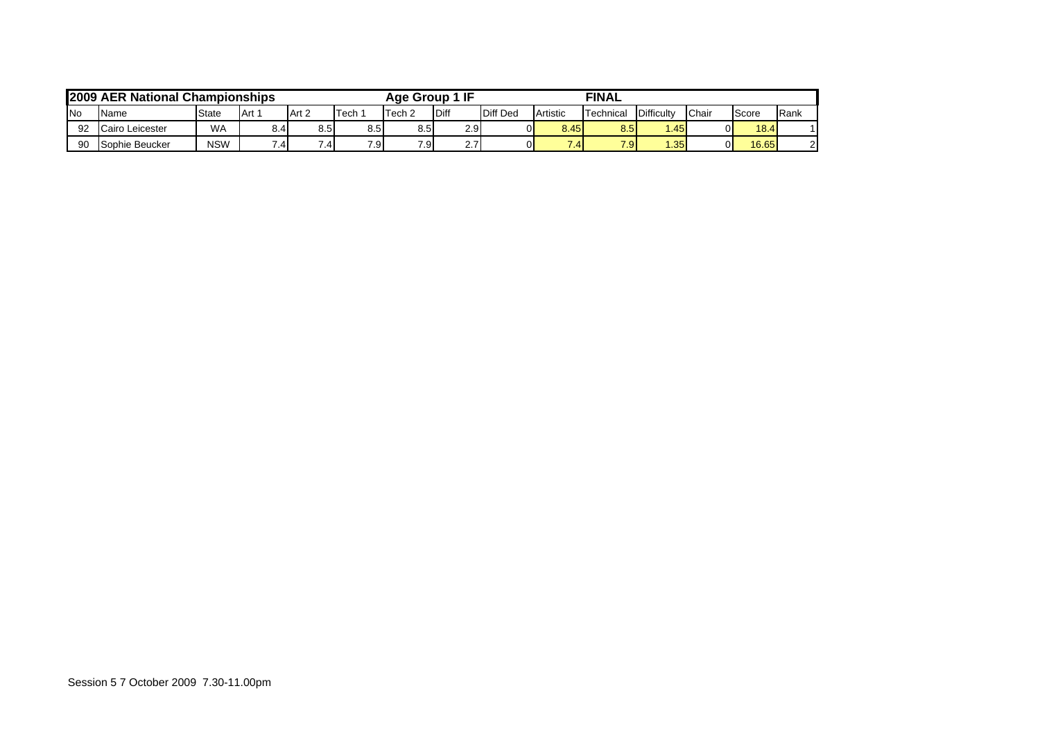| 2009 AER National Championships | | | | | | Age Group 1 IF | | | | FINAL | | | | | |
|---|---|---|---|---|---|---|---|---|---|---|---|---|---|---|---|
| No | Name | State | Art 1 | Art 2 | Tech 1 | Tech 2 | Diff | Diff Ded | Artistic | Technical | Difficulty | Chair | Score | Rank |
| 92 | Cairo Leicester | WA | 8.4 | 8.5 | 8.5 | 8.5 | 2.9 | 0 | 8.45 | 8.5 | 1.45 | 0 | 18.4 | 1 |
| 90 | Sophie Beucker | NSW | 7.4 | 7.4 | 7.9 | 7.9 | 2.7 | 0 | 7.4 | 7.9 | 1.35 | 0 | 16.65 | 2 |

Session 5 7 October 2009 7.30-11.00pm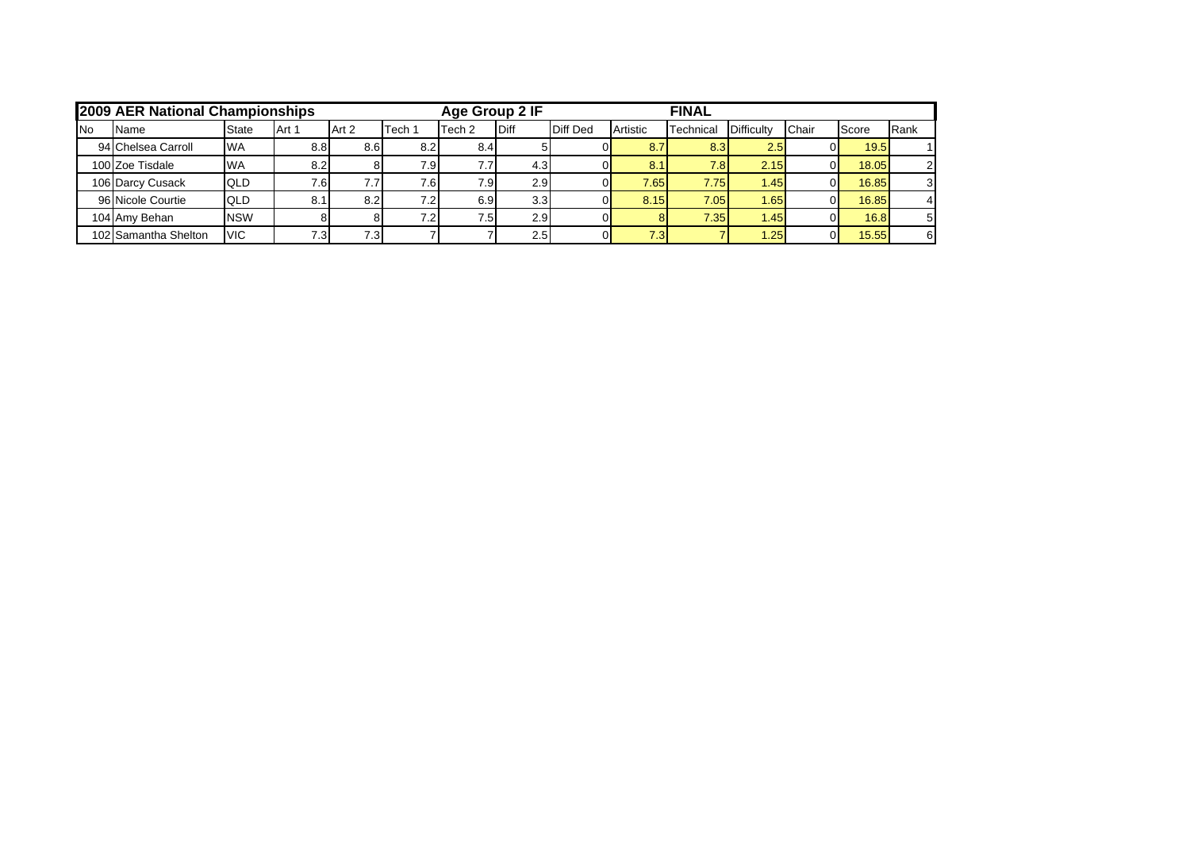| 2009 AER National Championships | | | | | | Age Group 2 IF | | | | FINAL | | | | |
|---|---|---|---|---|---|---|---|---|---|---|---|---|---|---|
| No | Name | State | Art 1 | Art 2 | Tech 1 | Tech 2 | Diff | Diff Ded | Artistic | Technical | Difficulty | Chair | Score | Rank |
| 94 | Chelsea Carroll | WA | 8.8 | 8.6 | 8.2 | 8.4 | 5 | 0 | 8.7 | 8.3 | 2.5 | 0 | 19.5 | 1 |
| 100 | Zoe Tisdale | WA | 8.2 | 8 | 7.9 | 7.7 | 4.3 | 0 | 8.1 | 7.8 | 2.15 | 0 | 18.05 | 2 |
| 106 | Darcy Cusack | QLD | 7.6 | 7.7 | 7.6 | 7.9 | 2.9 | 0 | 7.65 | 7.75 | 1.45 | 0 | 16.85 | 3 |
| 96 | Nicole Courtie | QLD | 8.1 | 8.2 | 7.2 | 6.9 | 3.3 | 0 | 8.15 | 7.05 | 1.65 | 0 | 16.85 | 4 |
| 104 | Amy Behan | NSW | 8 | 8 | 7.2 | 7.5 | 2.9 | 0 | 8 | 7.35 | 1.45 | 0 | 16.8 | 5 |
| 102 | Samantha Shelton | VIC | 7.3 | 7.3 | 7 | 7 | 2.5 | 0 | 7.3 | 7 | 1.25 | 0 | 15.55 | 6 |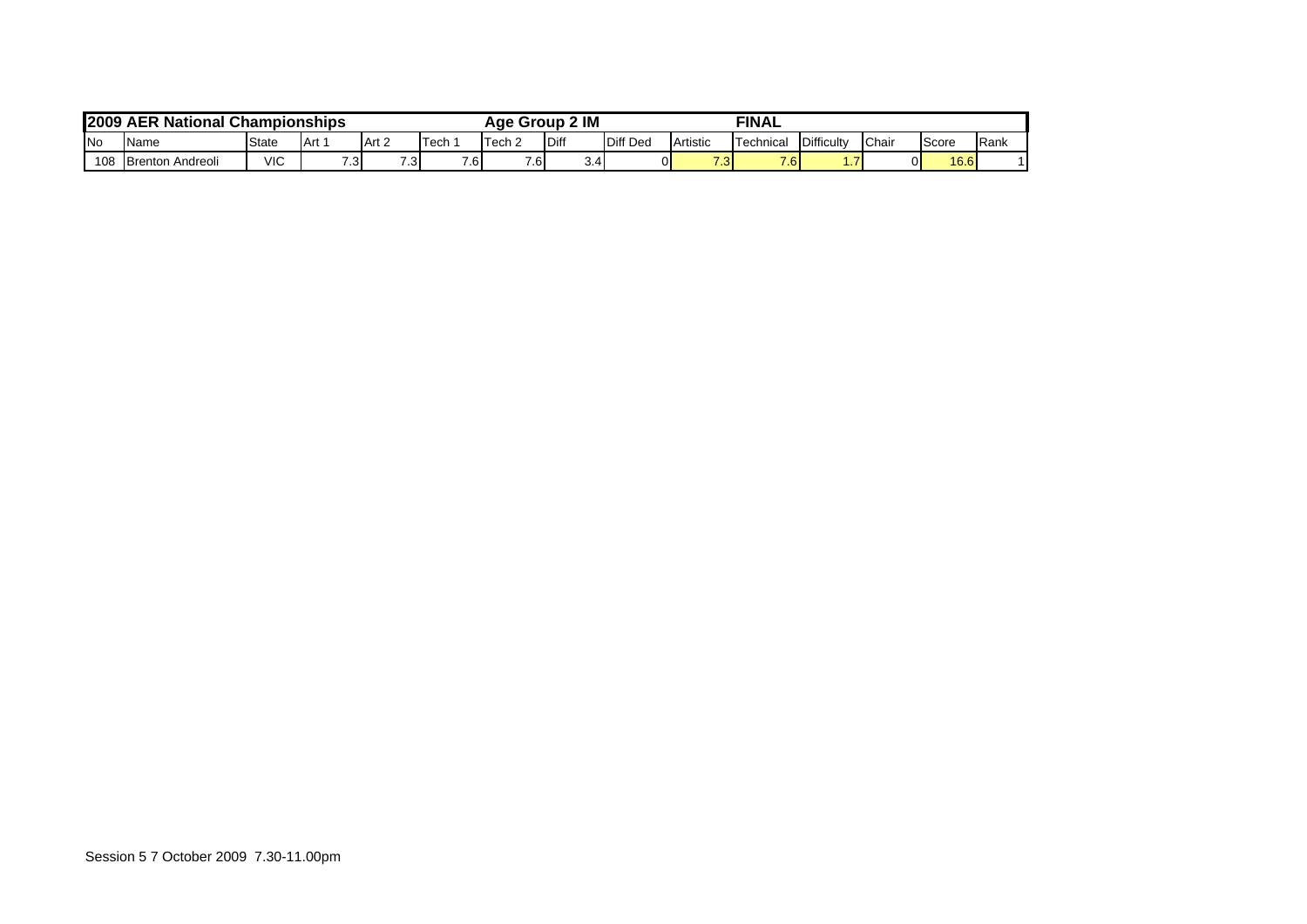| 2009 AER National Championships | | | | | | Age Group 2 IM | | | | FINAL | | | | |
|---|---|---|---|---|---|---|---|---|---|---|---|---|---|---|
| No | Name | State | Art 1 | Art 2 | Tech 1 | Tech 2 | Diff | Diff Ded | Artistic | Technical | Difficulty | Chair | Score | Rank |
| 108 | Brenton Andreoli | VIC | 7.3 | 7.3 | 7.6 | 7.6 | 3.4 | 0 | 7.3 | 7.6 | 1.7 | 0 | 16.6 | 1 |

Session 5 7 October 2009 7.30-11.00pm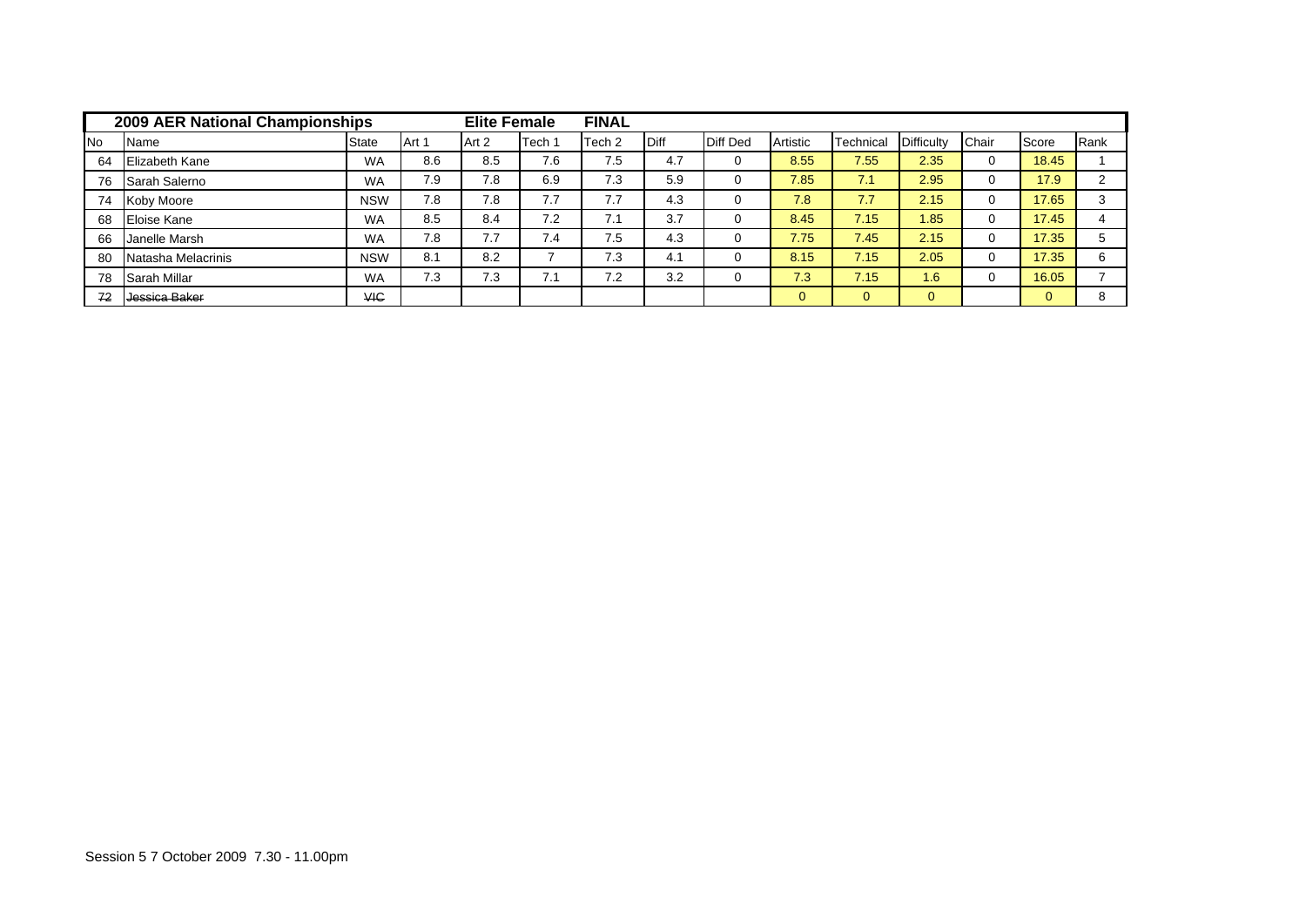| 2009 AER National Championships | | | | Elite Female | | FINAL | | | | | | | | |
|---|---|---|---|---|---|---|---|---|---|---|---|---|---|---|
| No | Name | State | Art 1 | Art 2 | Tech 1 | Tech 2 | Diff | Diff Ded | Artistic | Technical | Difficulty | Chair | Score | Rank |
| 64 | Elizabeth Kane | WA | 8.6 | 8.5 | 7.6 | 7.5 | 4.7 | 0 | 8.55 | 7.55 | 2.35 | 0 | 18.45 | 1 |
| 76 | Sarah Salerno | WA | 7.9 | 7.8 | 6.9 | 7.3 | 5.9 | 0 | 7.85 | 7.1 | 2.95 | 0 | 17.9 | 2 |
| 74 | Koby Moore | NSW | 7.8 | 7.8 | 7.7 | 7.7 | 4.3 | 0 | 7.8 | 7.7 | 2.15 | 0 | 17.65 | 3 |
| 68 | Eloise Kane | WA | 8.5 | 8.4 | 7.2 | 7.1 | 3.7 | 0 | 8.45 | 7.15 | 1.85 | 0 | 17.45 | 4 |
| 66 | Janelle Marsh | WA | 7.8 | 7.7 | 7.4 | 7.5 | 4.3 | 0 | 7.75 | 7.45 | 2.15 | 0 | 17.35 | 5 |
| 80 | Natasha Melacrinis | NSW | 8.1 | 8.2 | 7 | 7.3 | 4.1 | 0 | 8.15 | 7.15 | 2.05 | 0 | 17.35 | 6 |
| 78 | Sarah Millar | WA | 7.3 | 7.3 | 7.1 | 7.2 | 3.2 | 0 | 7.3 | 7.15 | 1.6 | 0 | 16.05 | 7 |
| ~~72~~ | ~~Jessica Baker~~ | ~~VIC~~ | | | | | | | 0 | 0 | 0 | | 0 | 8 |

Session 5 7 October 2009 7.30 - 11.00pm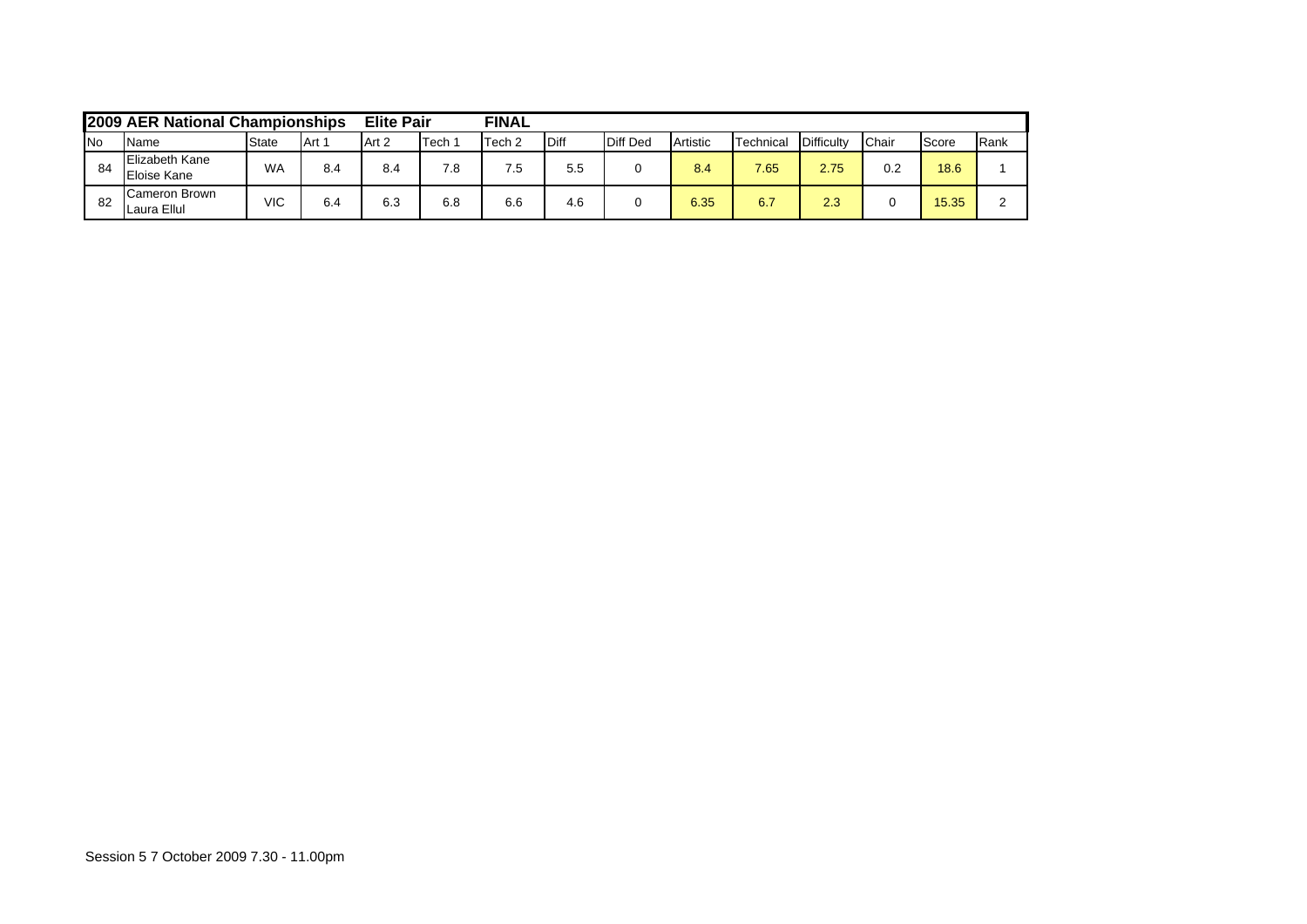| 2009 AER National Championships | | | | Elite Pair | | FINAL | | | | | | | | | |
|---|---|---|---|---|---|---|---|---|---|---|---|---|---|---|---|
| No | Name | State | Art 1 | Art 2 | Tech 1 | Tech 2 | Diff | Diff Ded | Artistic | Technical | Difficulty | Chair | Score | Rank |
| 84 | Elizabeth Kane<br>Eloise Kane | WA | 8.4 | 8.4 | 7.8 | 7.5 | 5.5 | 0 | 8.4 | 7.65 | 2.75 | 0.2 | 18.6 | 1 |
| 82 | Cameron Brown<br>Laura Ellul | VIC | 6.4 | 6.3 | 6.8 | 6.6 | 4.6 | 0 | 6.35 | 6.7 | 2.3 | 0 | 15.35 | 2 |

Session 5 7 October 2009 7.30 - 11.00pm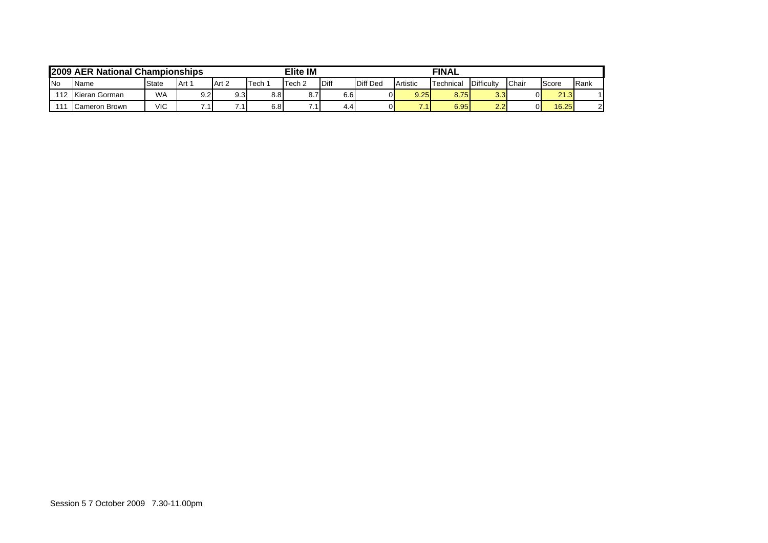| 2009 AER National Championships | | | | | | Elite IM | | | | FINAL | | | | |
|---|---|---|---|---|---|---|---|---|---|---|---|---|---|---|
| No | Name | State | Art 1 | Art 2 | Tech 1 | Tech 2 | Diff | Diff Ded | Artistic | Technical | Difficulty | Chair | Score | Rank |
| 112 | Kieran Gorman | WA | 9.2 | 9.3 | 8.8 | 8.7 | 6.6 | 0 | 9.25 | 8.75 | 3.3 | 0 | 21.3 | 1 |
| 111 | Cameron Brown | VIC | 7.1 | 7.1 | 6.8 | 7.1 | 4.4 | 0 | 7.1 | 6.95 | 2.2 | 0 | 16.25 | 2 |

Session 5 7 October 2009 7.30-11.00pm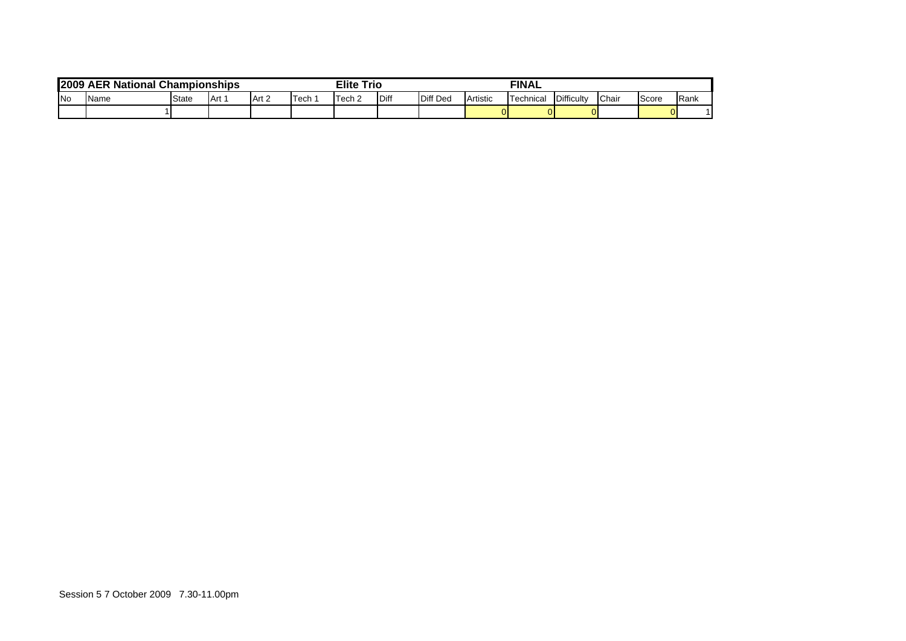| 2009 AER National Championships | | | | | | Elite Trio | | | | FINAL | | | | |
|---|---|---|---|---|---|---|---|---|---|---|---|---|---|---|
| No | Name | State | Art 1 | Art 2 | Tech 1 | Tech 2 | Diff | Diff Ded | Artistic | Technical | Difficulty | Chair | Score | Rank |
| | 1 | | | | | | | | 0 | 0 | 0 | | 0 | 1 |

Session 5 7 October 2009 7.30-11.00pm